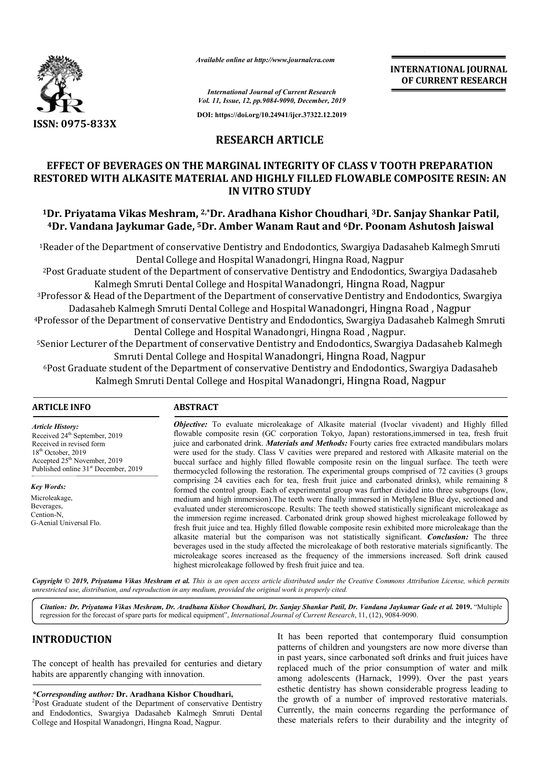*Available online at http://www.journalcra.com*

*International Journal of Current Research*
*Vol. 11, Issue, 12, pp.9084-9090, December, 2019*

**DOI: https://doi.org/10.24941/ijcr.37322.12.2019**

**INTERNATIONAL JOURNAL OF CURRENT RESEARCH**

**ISSN: 0975-833X**

## RESEARCH ARTICLE

# EFFECT OF BEVERAGES ON THE MARGINAL INTEGRITY OF CLASS V TOOTH PREPARATION RESTORED WITH ALKASITE MATERIAL AND HIGHLY FILLED FLOWABLE COMPOSITE RESIN: AN IN VITRO STUDY

**[1]Dr. Priyatama Vikas Meshram, [2,*]Dr. Aradhana Kishor Choudhari, [3]Dr. Sanjay Shankar Patil, [4]Dr. Vandana Jaykumar Gade, [5]Dr. Amber Wanam Raut and [6]Dr. Poonam Ashutosh Jaiswal**

[1]Reader of the Department of conservative Dentistry and Endodontics, Swargiya Dadasaheb Kalmegh Smruti Dental College and Hospital Wanadongri, Hingna Road, Nagpur

[2]Post Graduate student of the Department of conservative Dentistry and Endodontics, Swargiya Dadasaheb Kalmegh Smruti Dental College and Hospital Wanadongri, Hingna Road, Nagpur

[3]Professor & Head of the Department of the Department of conservative Dentistry and Endodontics, Swargiya Dadasaheb Kalmegh Smruti Dental College and Hospital Wanadongri, Hingna Road , Nagpur

[4]Professor of the Department of conservative Dentistry and Endodontics, Swargiya Dadasaheb Kalmegh Smruti Dental College and Hospital Wanadongri, Hingna Road , Nagpur.

[5]Senior Lecturer of the Department of conservative Dentistry and Endodontics, Swargiya Dadasaheb Kalmegh Smruti Dental College and Hospital Wanadongri, Hingna Road, Nagpur

[6]Post Graduate student of the Department of conservative Dentistry and Endodontics, Swargiya Dadasaheb Kalmegh Smruti Dental College and Hospital Wanadongri, Hingna Road, Nagpur

### ARTICLE INFO

*Article History:*
Received 24th September, 2019
Received in revised form
18th October, 2019
Accepted 25th November, 2019
Published online 31st December, 2019

*Key Words:*
Microleakage,
Beverages,
Cention-N,
G-Aenial Universal Flo.

### ABSTRACT

***Objective:*** To evaluate microleakage of Alkasite material (Ivoclar vivadent) and Highly filled flowable composite resin (GC corporation Tokyo, Japan) restorations,immersed in tea, fresh fruit juice and carbonated drink. ***Materials and Methods:*** Fourty caries free extracted mandibulars molars were used for the study. Class V cavities were prepared and restored with Alkasite material on the buccal surface and highly filled flowable composite resin on the lingual surface. The teeth were thermocycled following the restoration. The experimental groups comprised of 72 cavities (3 groups comprising 24 cavities each for tea, fresh fruit juice and carbonated drinks), while remaining 8 formed the control group. Each of experimental group was further divided into three subgroups (low, medium and high immersion).The teeth were finally immersed in Methylene Blue dye, sectioned and evaluated under stereomicroscope. Results: The teeth showed statistically significant microleakage as the immersion regime increased. Carbonated drink group showed highest microleakage followed by fresh fruit juice and tea. Highly filled flowable composite resin exhibited more microleakage than the alkasite material but the comparison was not statistically significant. ***Conclusion:*** The three beverages used in the study affected the microleakage of both restorative materials significantly. The microleakage scores increased as the frequency of the immersions increased. Soft drink caused highest microleakage followed by fresh fruit juice and tea.

***Copyright © 2019, Priyatama Vikas Meshram et al.*** *This is an open access article distributed under the Creative Commons Attribution License, which permits unrestricted use, distribution, and reproduction in any medium, provided the original work is properly cited.*

***Citation: Dr. Priyatama Vikas Meshram, Dr. Aradhana Kishor Choudhari, Dr. Sanjay Shankar Patil, Dr. Vandana Jaykumar Gade et al. 2019.*** "Multiple regression for the forecast of spare parts for medical equipment", *International Journal of Current Research*, 11, (12), 9084-9090.

## INTRODUCTION

The concept of health has prevailed for centuries and dietary habits are apparently changing with innovation.

It has been reported that contemporary fluid consumption patterns of children and youngsters are now more diverse than in past years, since carbonated soft drinks and fruit juices have replaced much of the prior consumption of water and milk among adolescents (Harnack, 1999). Over the past years esthetic dentistry has shown considerable progress leading to the growth of a number of improved restorative materials. Currently, the main concerns regarding the performance of these materials refers to their durability and the integrity of

***\*Corresponding author:*** **Dr. Aradhana Kishor Choudhari,**
[2]Post Graduate student of the Department of conservative Dentistry and Endodontics, Swargiya Dadasaheb Kalmegh Smruti Dental College and Hospital Wanadongri, Hingna Road, Nagpur.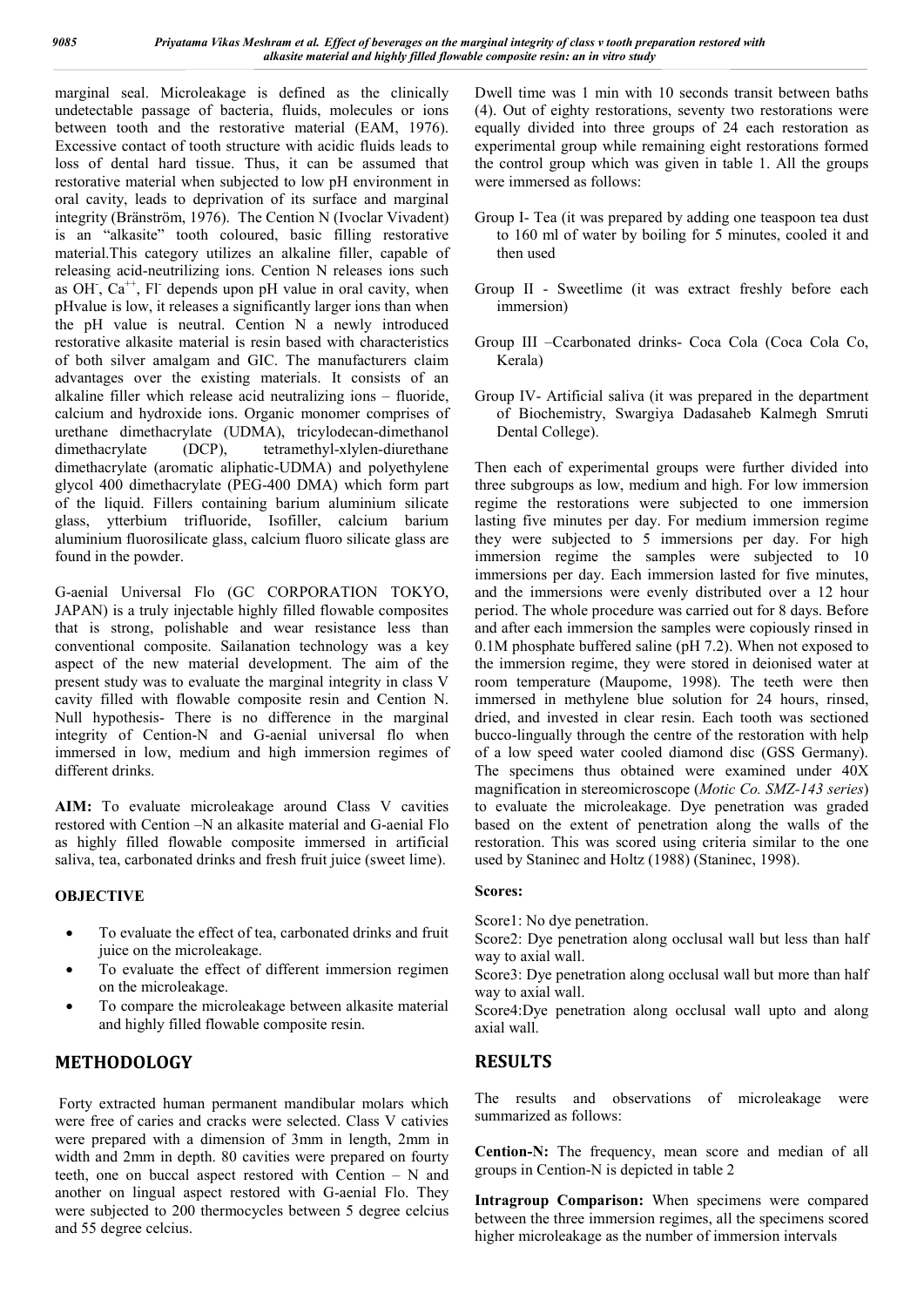marginal seal. Microleakage is defined as the clinically undetectable passage of bacteria, fluids, molecules or ions between tooth and the restorative material (EAM, 1976). Excessive contact of tooth structure with acidic fluids leads to loss of dental hard tissue. Thus, it can be assumed that restorative material when subjected to low pH environment in oral cavity, leads to deprivation of its surface and marginal integrity (Bränström, 1976). The Cention N (Ivoclar Vivadent) is an "alkasite" tooth coloured, basic filling restorative material.This category utilizes an alkaline filler, capable of releasing acid-neutrilizing ions. Cention N releases ions such as $OH^-$, $Ca^{++}$, $Fl^-$ depends upon pH value in oral cavity, when pHvalue is low, it releases a significantly larger ions than when the pH value is neutral. Cention N a newly introduced restorative alkasite material is resin based with characteristics of both silver amalgam and GIC. The manufacturers claim advantages over the existing materials. It consists of an alkaline filler which release acid neutralizing ions – fluoride, calcium and hydroxide ions. Organic monomer comprises of urethane dimethacrylate (UDMA), tricylodecan-dimethanol dimethacrylate (DCP), tetramethyl-xlylen-diurethane dimethacrylate (aromatic aliphatic-UDMA) and polyethylene glycol 400 dimethacrylate (PEG-400 DMA) which form part of the liquid. Fillers containing barium aluminium silicate glass, ytterbium trifluoride, Isofiller, calcium barium aluminium fluorosilicate glass, calcium fluoro silicate glass are found in the powder.

G-aenial Universal Flo (GC CORPORATION TOKYO, JAPAN) is a truly injectable highly filled flowable composites that is strong, polishable and wear resistance less than conventional composite. Sailanation technology was a key aspect of the new material development. The aim of the present study was to evaluate the marginal integrity in class V cavity filled with flowable composite resin and Cention N. Null hypothesis- There is no difference in the marginal integrity of Cention-N and G-aenial universal flo when immersed in low, medium and high immersion regimes of different drinks.

**AIM:** To evaluate microleakage around Class V cavities restored with Cention –N an alkasite material and G-aenial Flo as highly filled flowable composite immersed in artificial saliva, tea, carbonated drinks and fresh fruit juice (sweet lime).

## OBJECTIVE

- To evaluate the effect of tea, carbonated drinks and fruit juice on the microleakage.
- To evaluate the effect of different immersion regimen on the microleakage.
- To compare the microleakage between alkasite material and highly filled flowable composite resin.

## METHODOLOGY

Forty extracted human permanent mandibular molars which were free of caries and cracks were selected. Class V cativies were prepared with a dimension of 3mm in length, 2mm in width and 2mm in depth. 80 cavities were prepared on fourty teeth, one on buccal aspect restored with Cention – N and another on lingual aspect restored with G-aenial Flo. They were subjected to 200 thermocycles between 5 degree celcius and 55 degree celcius.

Dwell time was 1 min with 10 seconds transit between baths (4). Out of eighty restorations, seventy two restorations were equally divided into three groups of 24 each restoration as experimental group while remaining eight restorations formed the control group which was given in table 1. All the groups were immersed as follows:

- Group I- Tea (it was prepared by adding one teaspoon tea dust to 160 ml of water by boiling for 5 minutes, cooled it and then used
- Group II - Sweetlime (it was extract freshly before each immersion)
- Group III –Ccarbonated drinks- Coca Cola (Coca Cola Co, Kerala)
- Group IV- Artificial saliva (it was prepared in the department of Biochemistry, Swargiya Dadasaheb Kalmegh Smruti Dental College).

Then each of experimental groups were further divided into three subgroups as low, medium and high. For low immersion regime the restorations were subjected to one immersion lasting five minutes per day. For medium immersion regime they were subjected to 5 immersions per day. For high immersion regime the samples were subjected to 10 immersions per day. Each immersion lasted for five minutes, and the immersions were evenly distributed over a 12 hour period. The whole procedure was carried out for 8 days. Before and after each immersion the samples were copiously rinsed in 0.1M phosphate buffered saline (pH 7.2). When not exposed to the immersion regime, they were stored in deionised water at room temperature (Maupome, 1998). The teeth were then immersed in methylene blue solution for 24 hours, rinsed, dried, and invested in clear resin. Each tooth was sectioned bucco-lingually through the centre of the restoration with help of a low speed water cooled diamond disc (GSS Germany). The specimens thus obtained were examined under 40X magnification in stereomicroscope (*Motic Co. SMZ-143 series*) to evaluate the microleakage. Dye penetration was graded based on the extent of penetration along the walls of the restoration. This was scored using criteria similar to the one used by Staninec and Holtz (1988) (Staninec, 1998).

### Scores:

Score1: No dye penetration.
Score2: Dye penetration along occlusal wall but less than half way to axial wall.
Score3: Dye penetration along occlusal wall but more than half way to axial wall.
Score4:Dye penetration along occlusal wall upto and along axial wall.

## RESULTS

The results and observations of microleakage were summarized as follows:

**Cention-N:** The frequency, mean score and median of all groups in Cention-N is depicted in table 2

**Intragroup Comparison:** When specimens were compared between the three immersion regimes, all the specimens scored higher microleakage as the number of immersion intervals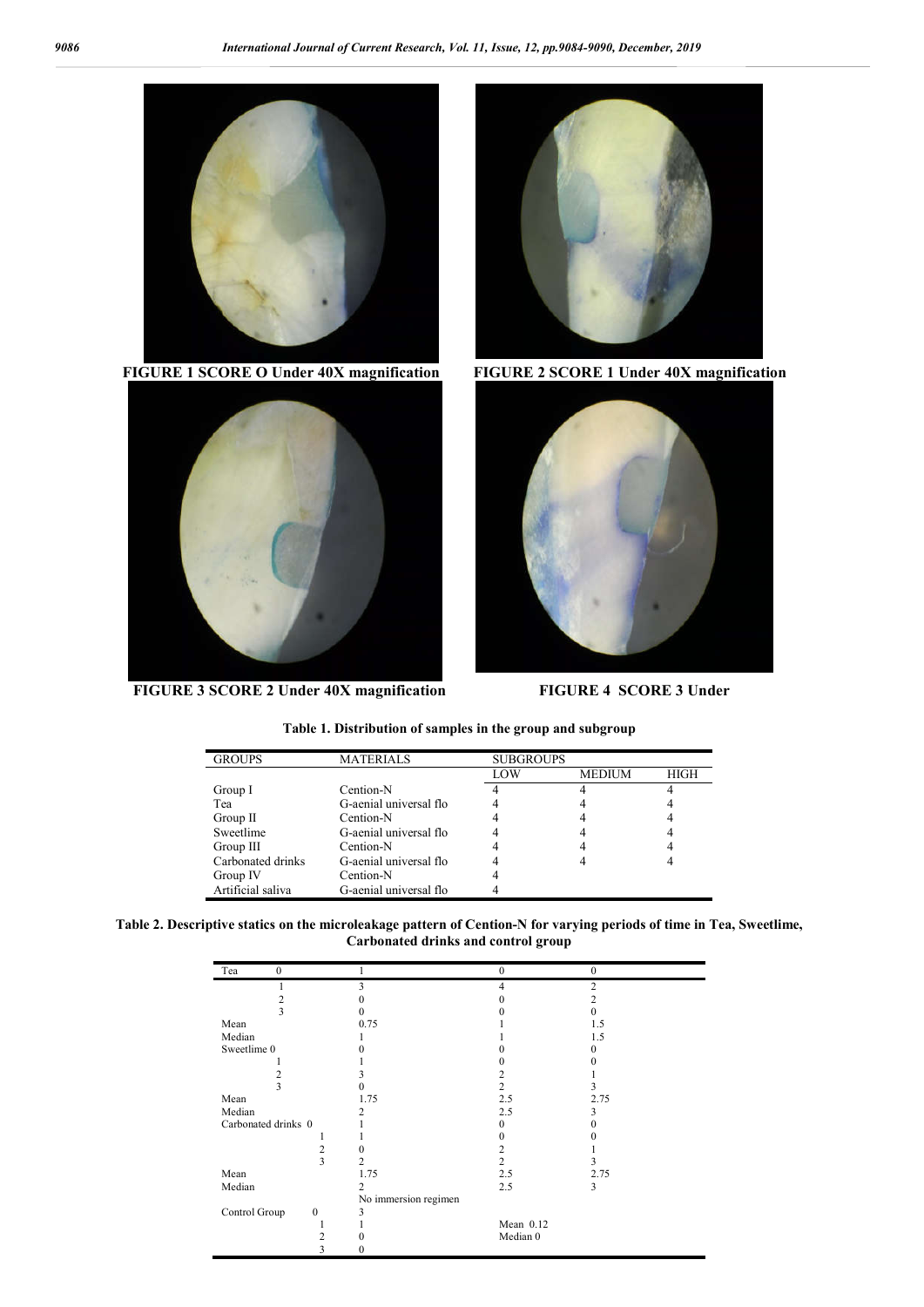FIGURE 1 SCORE O Under 40X magnification

FIGURE 2 SCORE 1 Under 40X magnification

FIGURE 3 SCORE 2 Under 40X magnification

FIGURE 4 SCORE 3 Under

**Table 1. Distribution of samples in the group and subgroup**

| GROUPS | MATERIALS | SUBGROUPS | | |
|---|---|---|---|---|
| | | LOW | MEDIUM | HIGH |
| Group I | Cention-N | 4 | 4 | 4 |
| Tea | G-aenial universal flo | 4 | 4 | 4 |
| Group II | Cention-N | 4 | 4 | 4 |
| Sweetlime | G-aenial universal flo | 4 | 4 | 4 |
| Group III | Cention-N | 4 | 4 | 4 |
| Carbonated drinks | G-aenial universal flo | 4 | 4 | 4 |
| Group IV | Cention-N | 4 | | |
| Artificial saliva | G-aenial universal flo | 4 | | |

**Table 2. Descriptive statics on the microleakage pattern of Cention-N for varying periods of time in Tea, Sweetlime, Carbonated drinks and control group**

| Tea 0 | 1 | 0 | 0 |
|---|---|---|---|
| 1 | 3 | 4 | 2 |
| 2 | 0 | 0 | 2 |
| 3 | 0 | 0 | 0 |
| Mean | 0.75 | 1 | 1.5 |
| Median | 1 | 1 | 1.5 |
| Sweetlime 0 | 0 | 0 | 0 |
| 1 | 1 | 0 | 0 |
| 2 | 3 | 2 | 1 |
| 3 | 0 | 2 | 3 |
| Mean | 1.75 | 2.5 | 2.75 |
| Median | 2 | 2.5 | 3 |
| Carbonated drinks 0 | 1 | 0 | 0 |
| 1 | 1 | 0 | 0 |
| 2 | 0 | 2 | 1 |
| 3 | 2 | 2 | 3 |
| Mean | 1.75 | 2.5 | 2.75 |
| Median | 2 | 2.5 | 3 |
| | No immersion regimen | | |
| Control Group 0 | 3 | | |
| 1 | 1 | Mean 0.12 | |
| 2 | 0 | Median 0 | |
| 3 | 0 | | |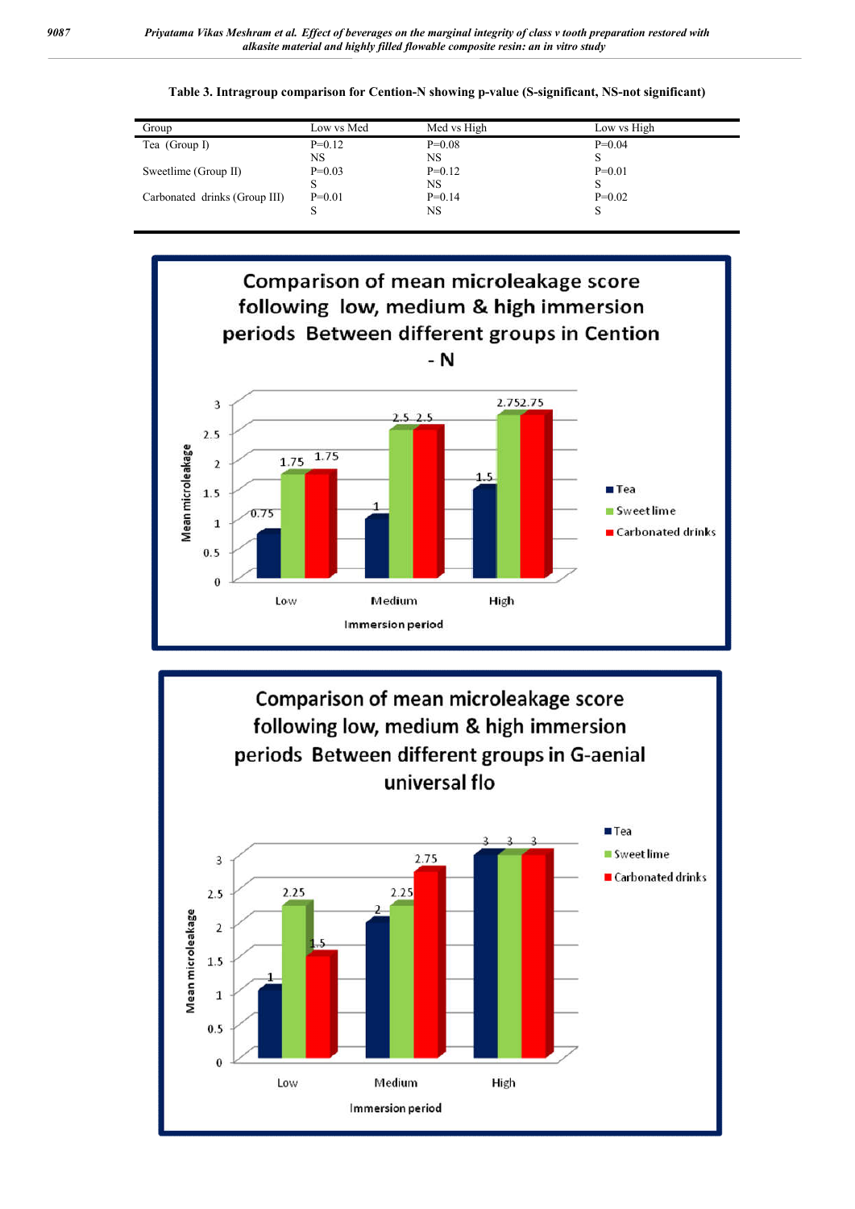**Table 3. Intragroup comparison for Cention-N showing p-value (S-significant, NS-not significant)**

| Group | Low vs Med | Med vs High | Low vs High |
|---|---|---|---|
| Tea (Group I) | P=0.12<br>NS | P=0.08<br>NS | P=0.04<br>S |
| Sweetlime (Group II) | P=0.03<br>S | P=0.12<br>NS | P=0.01<br>S |
| Carbonated drinks (Group III) | P=0.01<br>S | P=0.14<br>NS | P=0.02<br>S |

**Comparison of mean microleakage score following low, medium & high immersion periods Between different groups in Cention - N**

| Immersion period | Tea | Sweet lime | Carbonated drinks |
|---|---|---|---|
| Low | 0.75 | 1.75 | 1.75 |
| Medium | 1 | 2.5 | 2.5 |
| High | 1.5 | 2.75 | 2.75 |

**Comparison of mean microleakage score following low, medium & high immersion periods Between different groups in G-aenial universal flo**

| Immersion period | Tea | Sweet lime | Carbonated drinks |
|---|---|---|---|
| Low | 1 | 2.25 | 1.5 |
| Medium | 2 | 2.25 | 2.75 |
| High | 3 | 3 | 3 |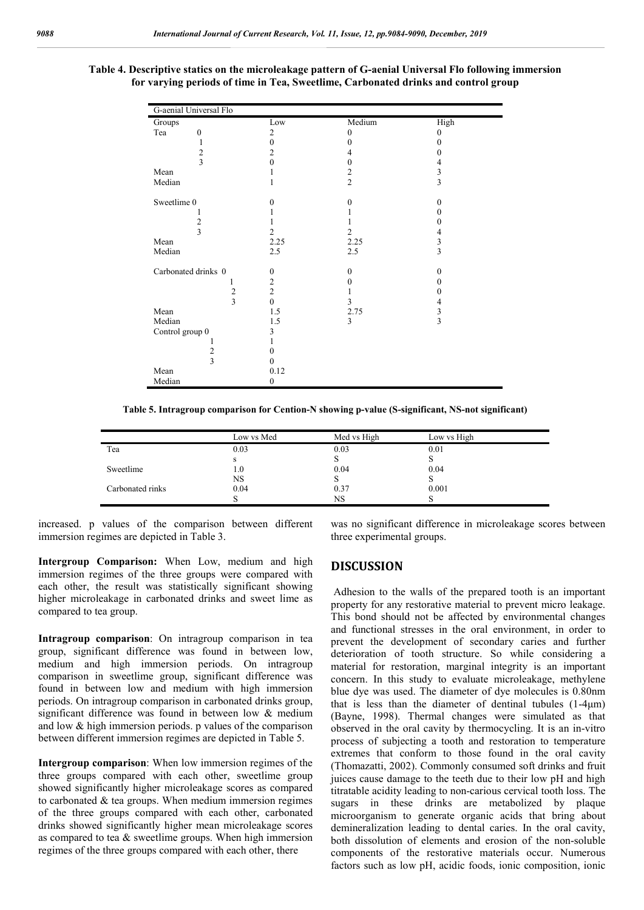**Table 4. Descriptive statics on the microleakage pattern of G-aenial Universal Flo following immersion for varying periods of time in Tea, Sweetlime, Carbonated drinks and control group**

| G-aenial Universal Flo | | | |
|---|---|---|---|
| Groups | Low | Medium | High |
| Tea 0 | 2 | 0 | 0 |
| 1 | 0 | 0 | 0 |
| 2 | 2 | 4 | 0 |
| 3 | 0 | 0 | 4 |
| Mean | 1 | 2 | 3 |
| Median | 1 | 2 | 3 |
| Sweetlime 0 | 0 | 0 | 0 |
| 1 | 1 | 1 | 0 |
| 2 | 1 | 1 | 0 |
| 3 | 2 | 2 | 4 |
| Mean | 2.25 | 2.25 | 3 |
| Median | 2.5 | 2.5 | 3 |
| Carbonated drinks 0 | 0 | 0 | 0 |
| 1 | 2 | 0 | 0 |
| 2 | 2 | 1 | 0 |
| 3 | 0 | 3 | 4 |
| Mean | 1.5 | 2.75 | 3 |
| Median | 1.5 | 3 | 3 |
| Control group 0 | 3 | | |
| 1 | 1 | | |
| 2 | 0 | | |
| 3 | 0 | | |
| Mean | 0.12 | | |
| Median | 0 | | |

**Table 5. Intragroup comparison for Cention-N showing p-value (S-significant, NS-not significant)**

| | Low vs Med | Med vs High | Low vs High |
|---|---|---|---|
| Tea | 0.03 | 0.03 | 0.01 |
| | s | S | S |
| Sweetlime | 1.0 | 0.04 | 0.04 |
| | NS | S | S |
| Carbonated rinks | 0.04 | 0.37 | 0.001 |
| | S | NS | S |

increased. p values of the comparison between different immersion regimes are depicted in Table 3.

**Intergroup Comparison:** When Low, medium and high immersion regimes of the three groups were compared with each other, the result was statistically significant showing higher microleakage in carbonated drinks and sweet lime as compared to tea group.

**Intragroup comparison**: On intragroup comparison in tea group, significant difference was found in between low, medium and high immersion periods. On intragroup comparison in sweetlime group, significant difference was found in between low and medium with high immersion periods. On intragroup comparison in carbonated drinks group, significant difference was found in between low & medium and low & high immersion periods. p values of the comparison between different immersion regimes are depicted in Table 5.

**Intergroup comparison**: When low immersion regimes of the three groups compared with each other, sweetlime group showed significantly higher microleakage scores as compared to carbonated & tea groups. When medium immersion regimes of the three groups compared with each other, carbonated drinks showed significantly higher mean microleakage scores as compared to tea & sweetlime groups. When high immersion regimes of the three groups compared with each other, there was no significant difference in microleakage scores between three experimental groups.

## DISCUSSION

Adhesion to the walls of the prepared tooth is an important property for any restorative material to prevent micro leakage. This bond should not be affected by environmental changes and functional stresses in the oral environment, in order to prevent the development of secondary caries and further deterioration of tooth structure. So while considering a material for restoration, marginal integrity is an important concern. In this study to evaluate microleakage, methylene blue dye was used. The diameter of dye molecules is 0.80nm that is less than the diameter of dentinal tubules (1-4μm) (Bayne, 1998). Thermal changes were simulated as that observed in the oral cavity by thermocycling. It is an in-vitro process of subjecting a tooth and restoration to temperature extremes that conform to those found in the oral cavity (Thomazatti, 2002). Commonly consumed soft drinks and fruit juices cause damage to the teeth due to their low pH and high titratable acidity leading to non-carious cervical tooth loss. The sugars in these drinks are metabolized by plaque microorganism to generate organic acids that bring about demineralization leading to dental caries. In the oral cavity, both dissolution of elements and erosion of the non-soluble components of the restorative materials occur. Numerous factors such as low pH, acidic foods, ionic composition, ionic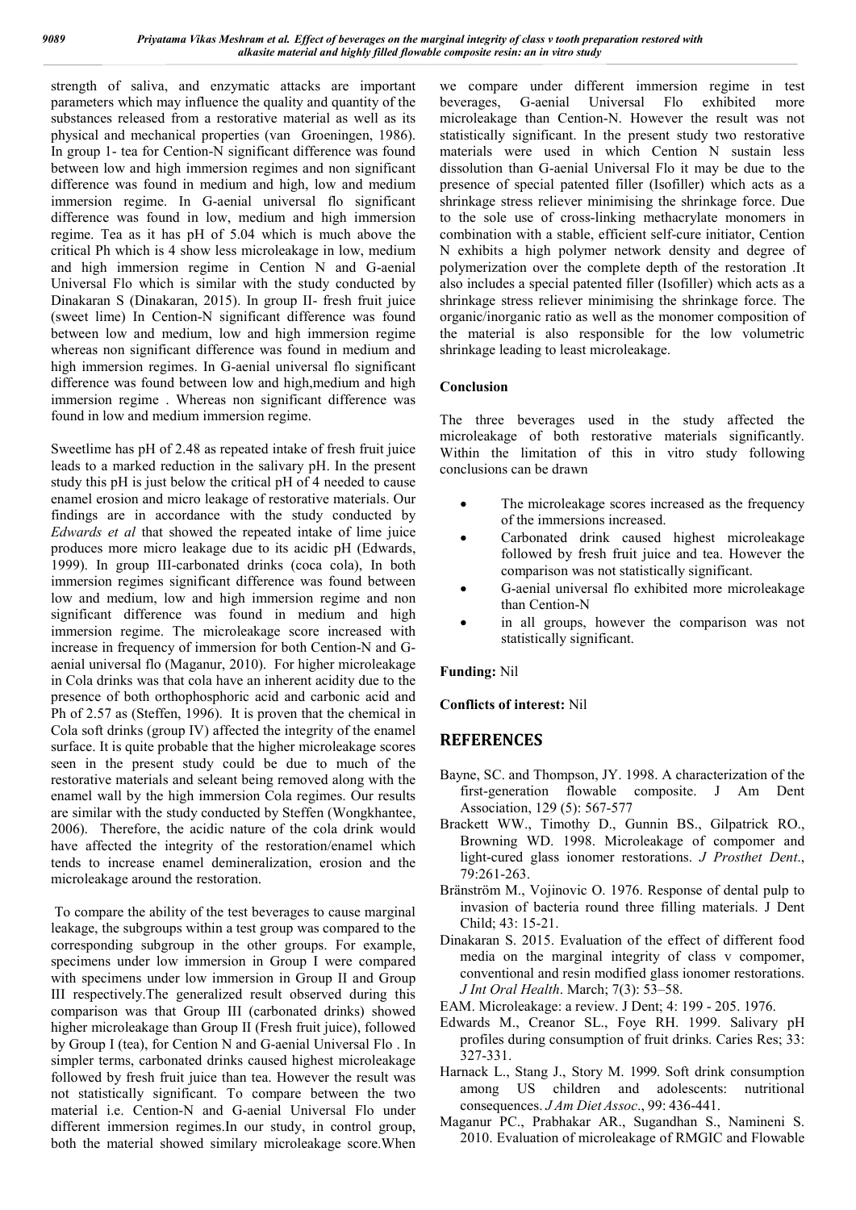strength of saliva, and enzymatic attacks are important parameters which may influence the quality and quantity of the substances released from a restorative material as well as its physical and mechanical properties (van Groeningen, 1986). In group 1- tea for Cention-N significant difference was found between low and high immersion regimes and non significant difference was found in medium and high, low and medium immersion regime. In G-aenial universal flo significant difference was found in low, medium and high immersion regime. Tea as it has pH of 5.04 which is much above the critical Ph which is 4 show less microleakage in low, medium and high immersion regime in Cention N and G-aenial Universal Flo which is similar with the study conducted by Dinakaran S (Dinakaran, 2015). In group II- fresh fruit juice (sweet lime) In Cention-N significant difference was found between low and medium, low and high immersion regime whereas non significant difference was found in medium and high immersion regimes. In G-aenial universal flo significant difference was found between low and high,medium and high immersion regime . Whereas non significant difference was found in low and medium immersion regime.

Sweetlime has pH of 2.48 as repeated intake of fresh fruit juice leads to a marked reduction in the salivary pH. In the present study this pH is just below the critical pH of 4 needed to cause enamel erosion and micro leakage of restorative materials. Our findings are in accordance with the study conducted by *Edwards et al* that showed the repeated intake of lime juice produces more micro leakage due to its acidic pH (Edwards, 1999). In group III-carbonated drinks (coca cola), In both immersion regimes significant difference was found between low and medium, low and high immersion regime and non significant difference was found in medium and high immersion regime. The microleakage score increased with increase in frequency of immersion for both Cention-N and G-aenial universal flo (Maganur, 2010). For higher microleakage in Cola drinks was that cola have an inherent acidity due to the presence of both orthophosphoric acid and carbonic acid and Ph of 2.57 as (Steffen, 1996). It is proven that the chemical in Cola soft drinks (group IV) affected the integrity of the enamel surface. It is quite probable that the higher microleakage scores seen in the present study could be due to much of the restorative materials and seleant being removed along with the enamel wall by the high immersion Cola regimes. Our results are similar with the study conducted by Steffen (Wongkhantee, 2006). Therefore, the acidic nature of the cola drink would have affected the integrity of the restoration/enamel which tends to increase enamel demineralization, erosion and the microleakage around the restoration.

To compare the ability of the test beverages to cause marginal leakage, the subgroups within a test group was compared to the corresponding subgroup in the other groups. For example, specimens under low immersion in Group I were compared with specimens under low immersion in Group II and Group III respectively.The generalized result observed during this comparison was that Group III (carbonated drinks) showed higher microleakage than Group II (Fresh fruit juice), followed by Group I (tea), for Cention N and G-aenial Universal Flo . In simpler terms, carbonated drinks caused highest microleakage followed by fresh fruit juice than tea. However the result was not statistically significant. To compare between the two material i.e. Cention-N and G-aenial Universal Flo under different immersion regimes.In our study, in control group, both the material showed similary microleakage score.When we compare under different immersion regime in test beverages, G-aenial Universal Flo exhibited more microleakage than Cention-N. However the result was not statistically significant. In the present study two restorative materials were used in which Cention N sustain less dissolution than G-aenial Universal Flo it may be due to the presence of special patented filler (Isofiller) which acts as a shrinkage stress reliever minimising the shrinkage force. Due to the sole use of cross-linking methacrylate monomers in combination with a stable, efficient self-cure initiator, Cention N exhibits a high polymer network density and degree of polymerization over the complete depth of the restoration .It also includes a special patented filler (Isofiller) which acts as a shrinkage stress reliever minimising the shrinkage force. The organic/inorganic ratio as well as the monomer composition of the material is also responsible for the low volumetric shrinkage leading to least microleakage.

## Conclusion

The three beverages used in the study affected the microleakage of both restorative materials significantly. Within the limitation of this in vitro study following conclusions can be drawn

- The microleakage scores increased as the frequency of the immersions increased.
- Carbonated drink caused highest microleakage followed by fresh fruit juice and tea. However the comparison was not statistically significant.
- G-aenial universal flo exhibited more microleakage than Cention-N
- in all groups, however the comparison was not statistically significant.

**Funding:** Nil

**Conflicts of interest:** Nil

## REFERENCES

Bayne, SC. and Thompson, JY. 1998. A characterization of the first-generation flowable composite. J Am Dent Association, 129 (5): 567-577

Brackett WW., Timothy D., Gunnin BS., Gilpatrick RO., Browning WD. 1998. Microleakage of compomer and light-cured glass ionomer restorations. *J Prosthet Dent*., 79:261-263.

Bränström M., Vojinovic O. 1976. Response of dental pulp to invasion of bacteria round three filling materials. J Dent Child; 43: 15-21.

Dinakaran S. 2015. Evaluation of the effect of different food media on the marginal integrity of class v compomer, conventional and resin modified glass ionomer restorations. *J Int Oral Health*. March; 7(3): 53–58.

EAM. Microleakage: a review. J Dent; 4: 199 - 205. 1976.

Edwards M., Creanor SL., Foye RH. 1999. Salivary pH profiles during consumption of fruit drinks. Caries Res; 33: 327-331.

Harnack L., Stang J., Story M. 1999. Soft drink consumption among US children and adolescents: nutritional consequences. *J Am Diet Assoc*., 99: 436-441.

Maganur PC., Prabhakar AR., Sugandhan S., Namineni S. 2010. Evaluation of microleakage of RMGIC and Flowable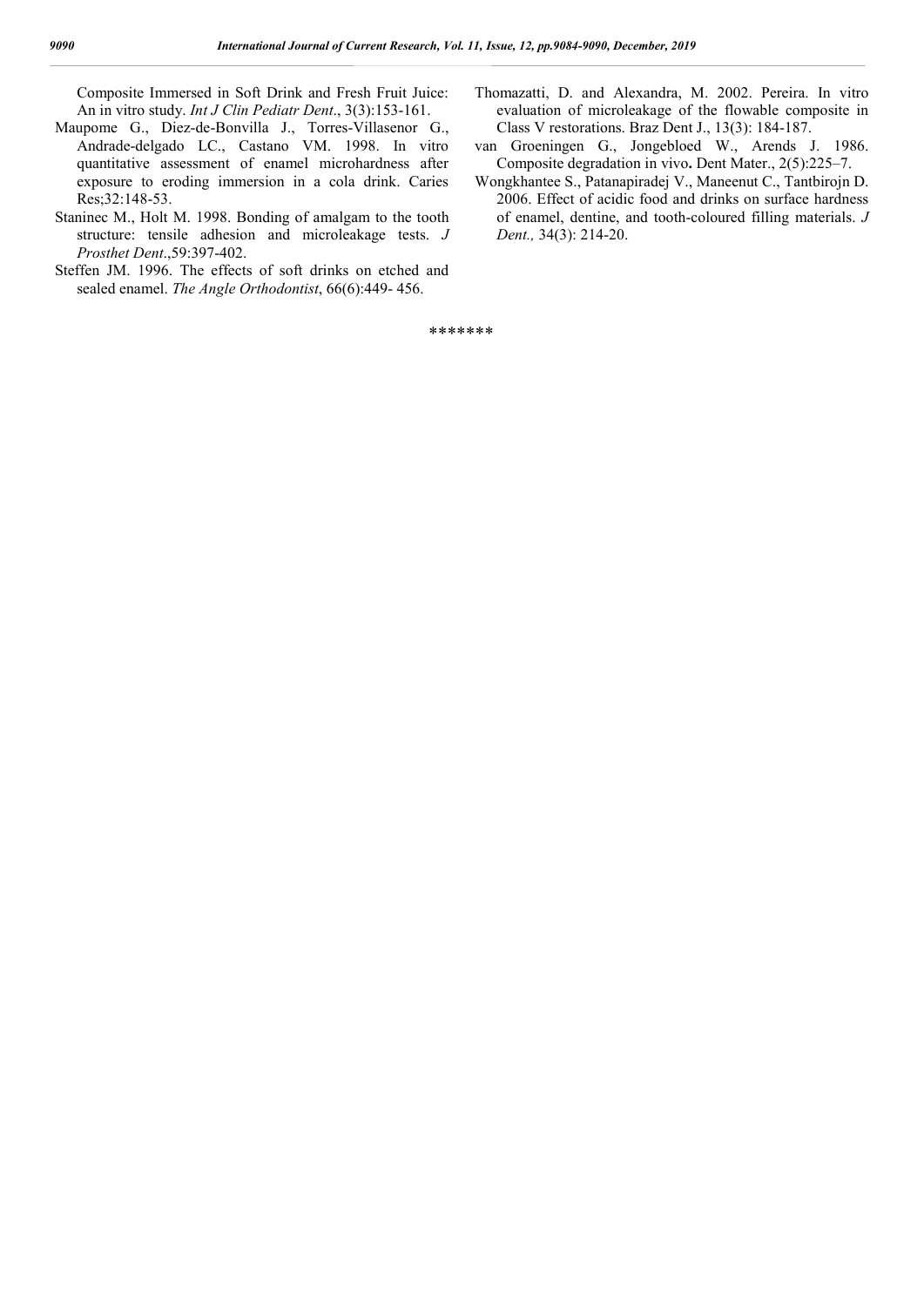Composite Immersed in Soft Drink and Fresh Fruit Juice: An in vitro study. *Int J Clin Pediatr Dent*., 3(3):153-161.

Maupome G., Diez-de-Bonvilla J., Torres-Villasenor G., Andrade-delgado LC., Castano VM. 1998. In vitro quantitative assessment of enamel microhardness after exposure to eroding immersion in a cola drink. Caries Res;32:148-53.

Staninec M., Holt M. 1998. Bonding of amalgam to the tooth structure: tensile adhesion and microleakage tests. *J Prosthet Dent*.,59:397-402.

Steffen JM. 1996. The effects of soft drinks on etched and sealed enamel. *The Angle Orthodontist*, 66(6):449- 456.

Thomazatti, D. and Alexandra, M. 2002. Pereira. In vitro evaluation of microleakage of the flowable composite in Class V restorations. Braz Dent J., 13(3): 184-187.

van Groeningen G., Jongebloed W., Arends J. 1986. Composite degradation in vivo**.** Dent Mater., 2(5):225–7.

Wongkhantee S., Patanapiradej V., Maneenut C., Tantbirojn D. 2006. Effect of acidic food and drinks on surface hardness of enamel, dentine, and tooth-coloured filling materials. *J Dent.,* 34(3): 214-20.

*******